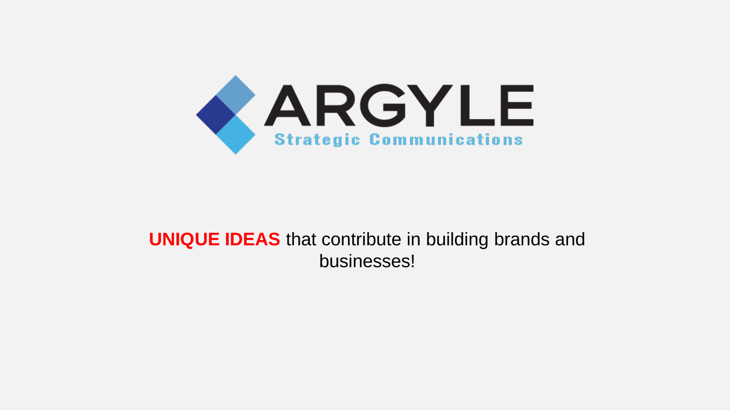# ARGYLE

Strategic Communications

**UNIQUE IDEAS** that contribute in building brands and businesses!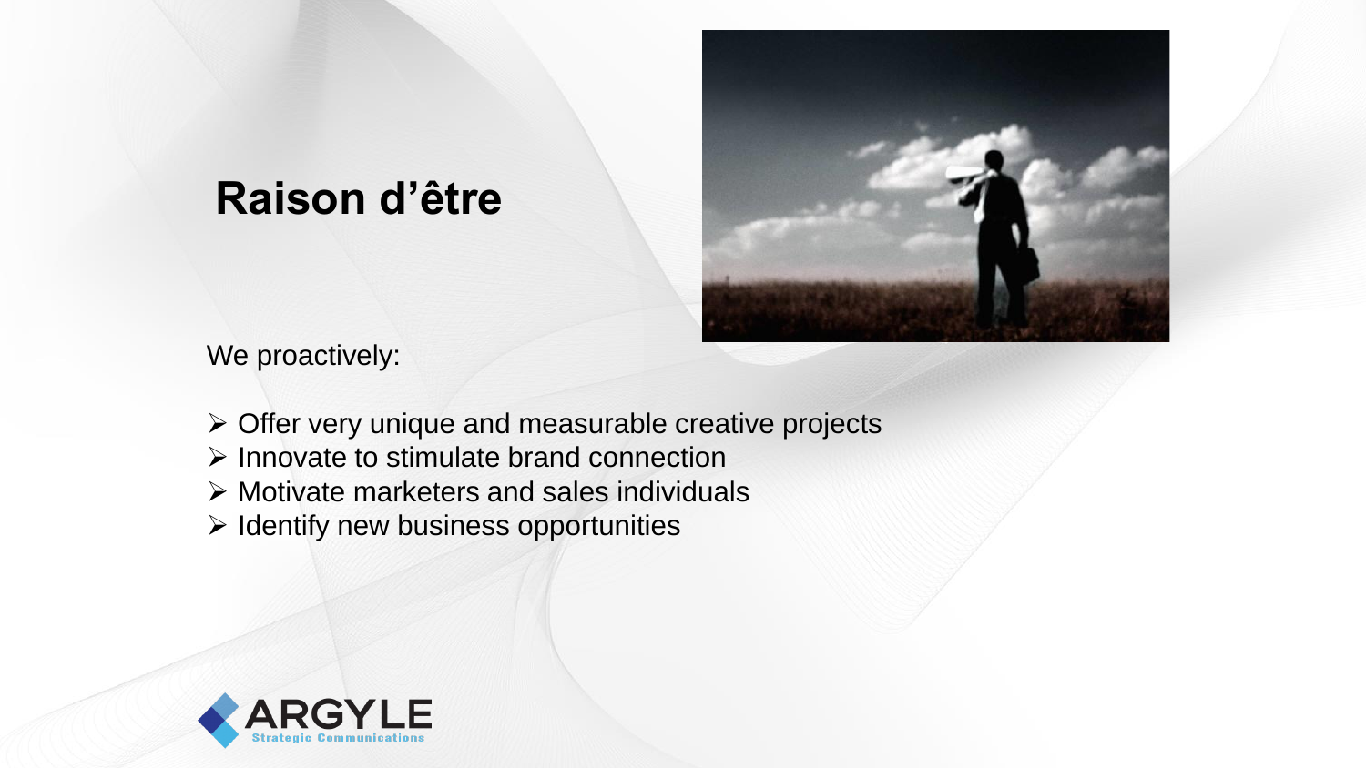# Raison d’être

We proactively:

- Offer very unique and measurable creative projects
- Innovate to stimulate brand connection
- Motivate marketers and sales individuals
- Identify new business opportunities

ARGYLE
Strategic Communications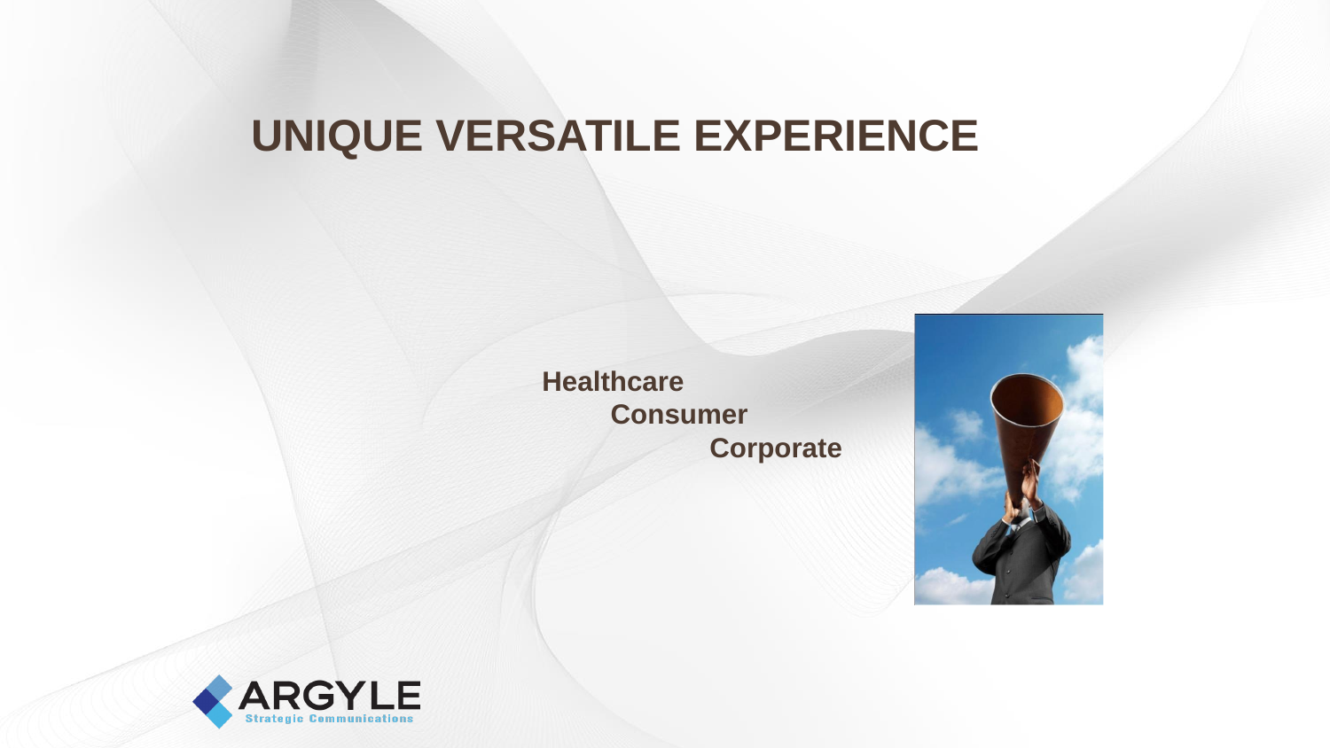# UNIQUE VERSATILE EXPERIENCE

**Healthcare**

**Consumer**

**Corporate**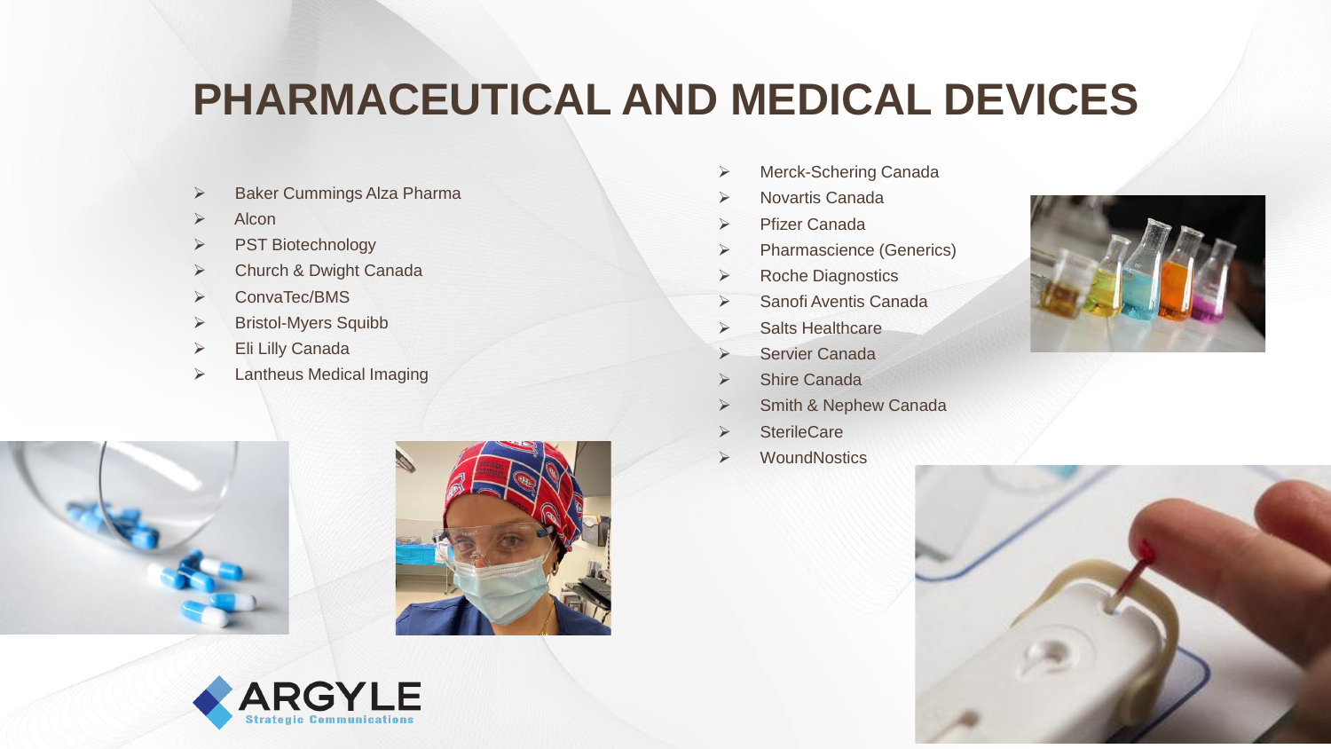# PHARMACEUTICAL AND MEDICAL DEVICES

- Baker Cummings Alza Pharma
- Alcon
- PST Biotechnology
- Church & Dwight Canada
- ConvaTec/BMS
- Bristol-Myers Squibb
- Eli Lilly Canada
- Lantheus Medical Imaging
- Merck-Schering Canada
- Novartis Canada
- Pfizer Canada
- Pharmascience (Generics)
- Roche Diagnostics
- Sanofi Aventis Canada
- Salts Healthcare
- Servier Canada
- Shire Canada
- Smith & Nephew Canada
- SterileCare
- WoundNostics

ARGYLE
Strategic Communications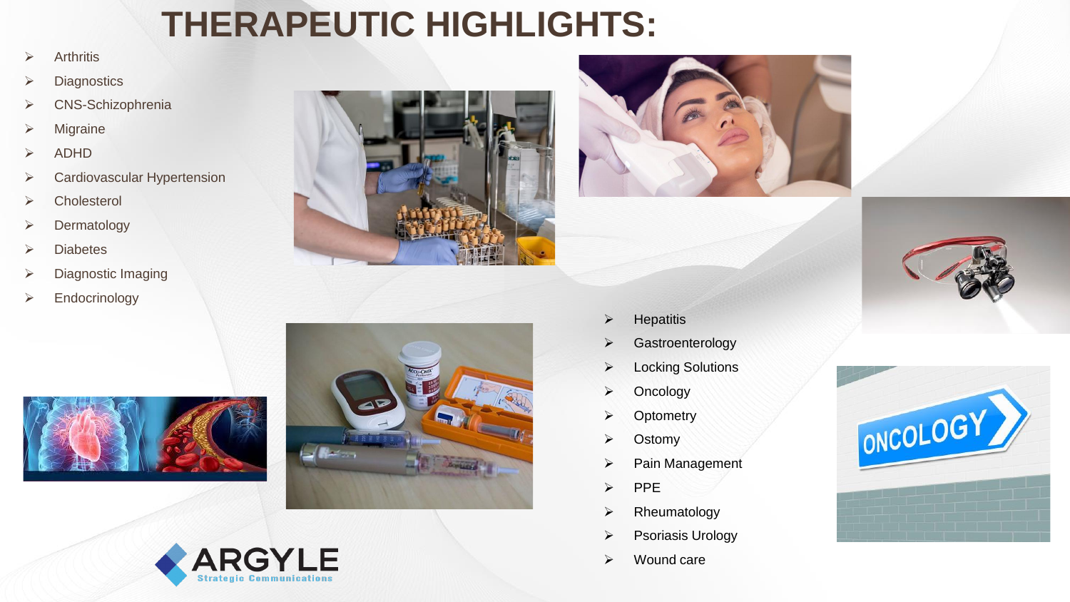# THERAPEUTIC HIGHLIGHTS:

- Arthritis
- Diagnostics
- CNS-Schizophrenia
- Migraine
- ADHD
- Cardiovascular Hypertension
- Cholesterol
- Dermatology
- Diabetes
- Diagnostic Imaging
- Endocrinology
- Hepatitis
- Gastroenterology
- Locking Solutions
- Oncology
- Optometry
- Ostomy
- Pain Management
- PPE
- Rheumatology
- Psoriasis Urology
- Wound care

ARGYLE Strategic Communications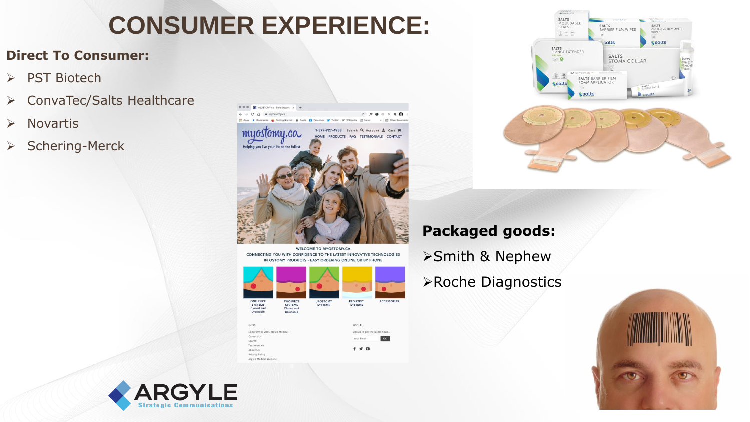# CONSUMER EXPERIENCE:

**Direct To Consumer:**

- PST Biotech
- ConvaTec/Salts Healthcare
- Novartis
- Schering-Merck

**Packaged goods:**

- Smith & Nephew
- Roche Diagnostics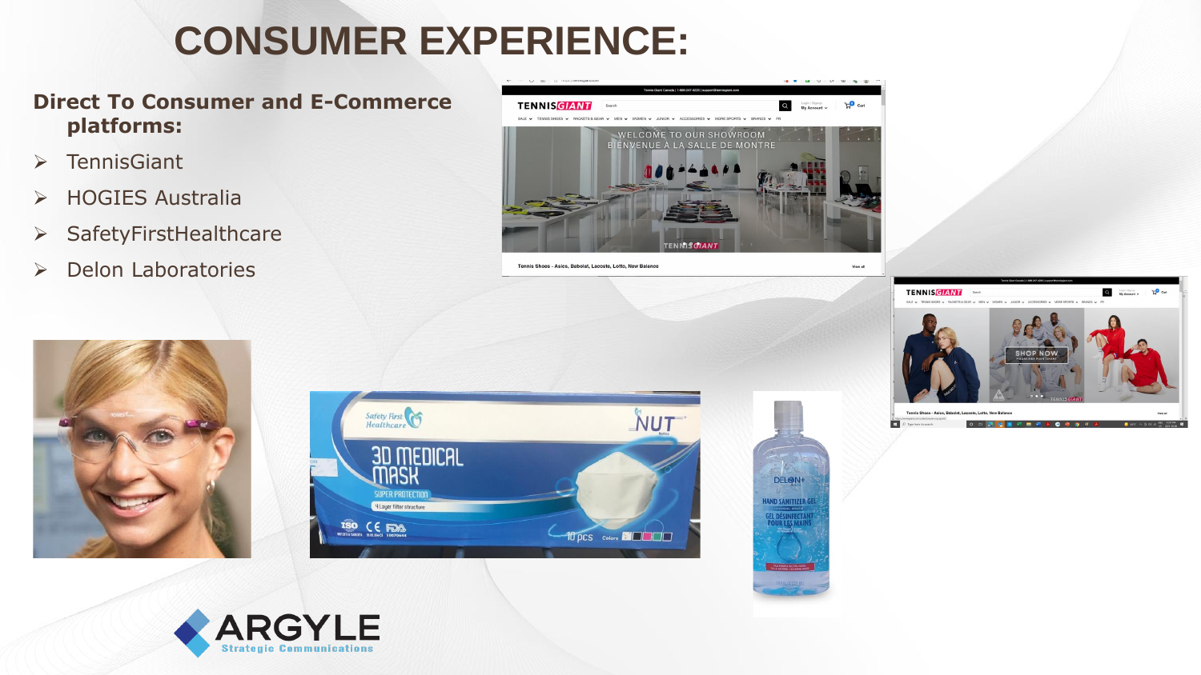# CONSUMER EXPERIENCE:

**Direct To Consumer and E-Commerce platforms:**

- TennisGiant
- HOGIES Australia
- SafetyFirstHealthcare
- Delon Laboratories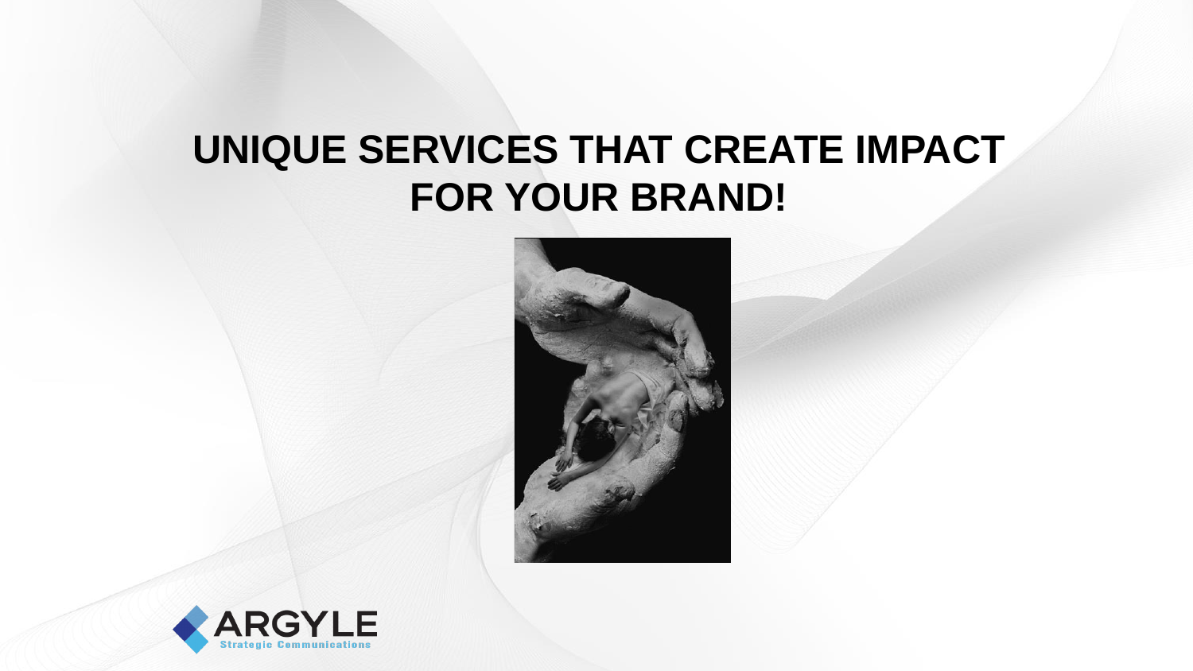# UNIQUE SERVICES THAT CREATE IMPACT FOR YOUR BRAND!

ARGYLE
Strategic Communications